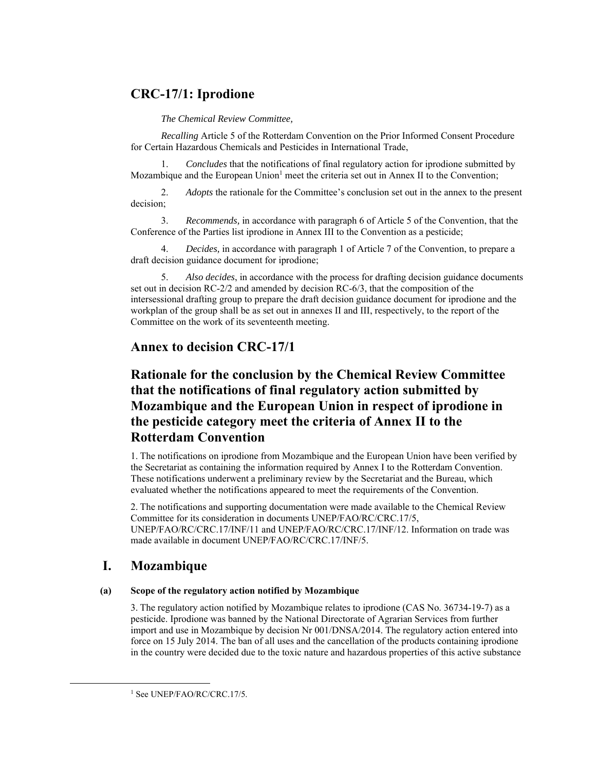# CRC-17/1: Iprodione

*The Chemical Review Committee,*

*Recalling* Article 5 of the Rotterdam Convention on the Prior Informed Consent Procedure for Certain Hazardous Chemicals and Pesticides in International Trade,

1. *Concludes* that the notifications of final regulatory action for iprodione submitted by Mozambique and the European Union[1] meet the criteria set out in Annex II to the Convention;

2. *Adopts* the rationale for the Committee's conclusion set out in the annex to the present decision;

3. *Recommends,* in accordance with paragraph 6 of Article 5 of the Convention, that the Conference of the Parties list iprodione in Annex III to the Convention as a pesticide;

4. *Decides,* in accordance with paragraph 1 of Article 7 of the Convention, to prepare a draft decision guidance document for iprodione;

5. *Also decides*, in accordance with the process for drafting decision guidance documents set out in decision RC-2/2 and amended by decision RC-6/3, that the composition of the intersessional drafting group to prepare the draft decision guidance document for iprodione and the workplan of the group shall be as set out in annexes II and III, respectively, to the report of the Committee on the work of its seventeenth meeting.

## Annex to decision CRC-17/1

## Rationale for the conclusion by the Chemical Review Committee that the notifications of final regulatory action submitted by Mozambique and the European Union in respect of iprodione in the pesticide category meet the criteria of Annex II to the Rotterdam Convention

1. The notifications on iprodione from Mozambique and the European Union have been verified by the Secretariat as containing the information required by Annex I to the Rotterdam Convention. These notifications underwent a preliminary review by the Secretariat and the Bureau, which evaluated whether the notifications appeared to meet the requirements of the Convention.

2. The notifications and supporting documentation were made available to the Chemical Review Committee for its consideration in documents UNEP/FAO/RC/CRC.17/5, UNEP/FAO/RC/CRC.17/INF/11 and UNEP/FAO/RC/CRC.17/INF/12. Information on trade was made available in document UNEP/FAO/RC/CRC.17/INF/5.

## I. Mozambique

### (a) Scope of the regulatory action notified by Mozambique

3. The regulatory action notified by Mozambique relates to iprodione (CAS No. 36734-19-7) as a pesticide. Iprodione was banned by the National Directorate of Agrarian Services from further import and use in Mozambique by decision Nr 001/DNSA/2014. The regulatory action entered into force on 15 July 2014. The ban of all uses and the cancellation of the products containing iprodione in the country were decided due to the toxic nature and hazardous properties of this active substance

[1] See UNEP/FAO/RC/CRC.17/5.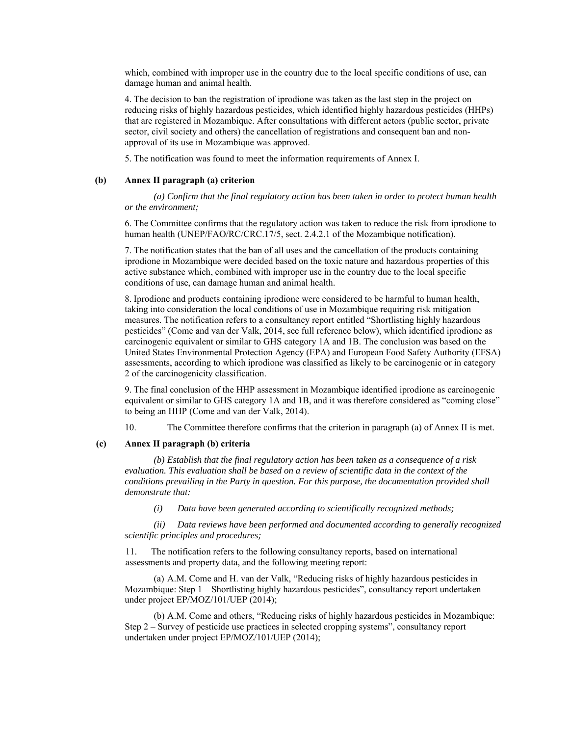which, combined with improper use in the country due to the local specific conditions of use, can damage human and animal health.

4. The decision to ban the registration of iprodione was taken as the last step in the project on reducing risks of highly hazardous pesticides, which identified highly hazardous pesticides (HHPs) that are registered in Mozambique. After consultations with different actors (public sector, private sector, civil society and others) the cancellation of registrations and consequent ban and non-approval of its use in Mozambique was approved.

5. The notification was found to meet the information requirements of Annex I.

**(b) Annex II paragraph (a) criterion**

*(a) Confirm that the final regulatory action has been taken in order to protect human health or the environment;*

6. The Committee confirms that the regulatory action was taken to reduce the risk from iprodione to human health (UNEP/FAO/RC/CRC.17/5, sect. 2.4.2.1 of the Mozambique notification).

7. The notification states that the ban of all uses and the cancellation of the products containing iprodione in Mozambique were decided based on the toxic nature and hazardous properties of this active substance which, combined with improper use in the country due to the local specific conditions of use, can damage human and animal health.

8. Iprodione and products containing iprodione were considered to be harmful to human health, taking into consideration the local conditions of use in Mozambique requiring risk mitigation measures. The notification refers to a consultancy report entitled "Shortlisting highly hazardous pesticides" (Come and van der Valk, 2014, see full reference below), which identified iprodione as carcinogenic equivalent or similar to GHS category 1A and 1B. The conclusion was based on the United States Environmental Protection Agency (EPA) and European Food Safety Authority (EFSA) assessments, according to which iprodione was classified as likely to be carcinogenic or in category 2 of the carcinogenicity classification.

9. The final conclusion of the HHP assessment in Mozambique identified iprodione as carcinogenic equivalent or similar to GHS category 1A and 1B, and it was therefore considered as "coming close" to being an HHP (Come and van der Valk, 2014).

10. The Committee therefore confirms that the criterion in paragraph (a) of Annex II is met.

**(c) Annex II paragraph (b) criteria**

*(b) Establish that the final regulatory action has been taken as a consequence of a risk evaluation. This evaluation shall be based on a review of scientific data in the context of the conditions prevailing in the Party in question. For this purpose, the documentation provided shall demonstrate that:*

*(i) Data have been generated according to scientifically recognized methods;*

*(ii) Data reviews have been performed and documented according to generally recognized scientific principles and procedures;*

11. The notification refers to the following consultancy reports, based on international assessments and property data, and the following meeting report:

(a) A.M. Come and H. van der Valk, "Reducing risks of highly hazardous pesticides in Mozambique: Step 1 – Shortlisting highly hazardous pesticides", consultancy report undertaken under project EP/MOZ/101/UEP (2014);

(b) A.M. Come and others, "Reducing risks of highly hazardous pesticides in Mozambique: Step 2 – Survey of pesticide use practices in selected cropping systems", consultancy report undertaken under project EP/MOZ/101/UEP (2014);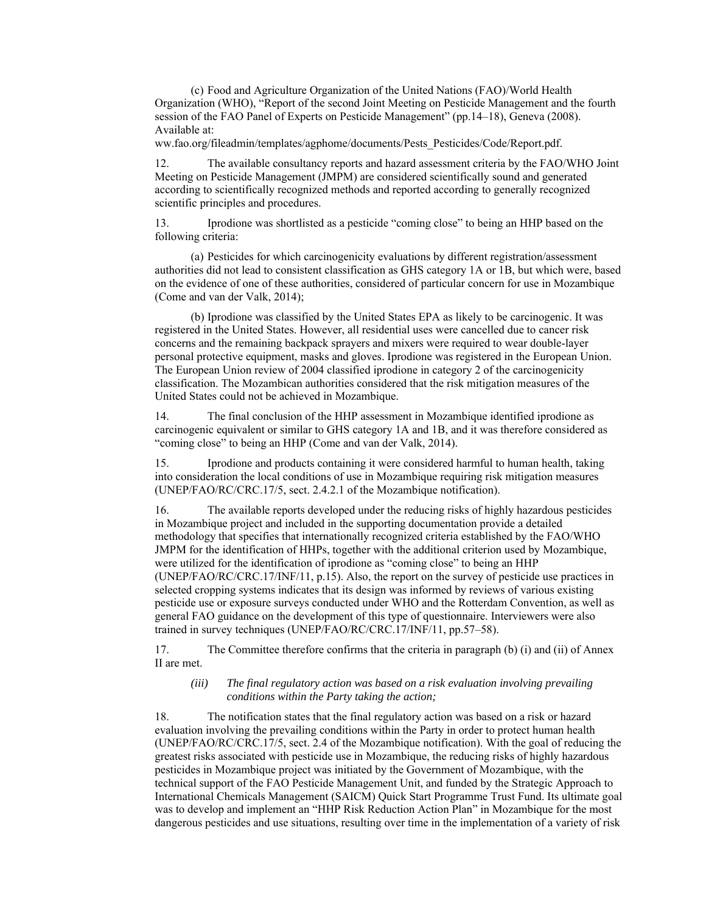(c) Food and Agriculture Organization of the United Nations (FAO)/World Health Organization (WHO), "Report of the second Joint Meeting on Pesticide Management and the fourth session of the FAO Panel of Experts on Pesticide Management" (pp.14–18), Geneva (2008). Available at: ww.fao.org/fileadmin/templates/agphome/documents/Pests_Pesticides/Code/Report.pdf.

12. The available consultancy reports and hazard assessment criteria by the FAO/WHO Joint Meeting on Pesticide Management (JMPM) are considered scientifically sound and generated according to scientifically recognized methods and reported according to generally recognized scientific principles and procedures.

13. Iprodione was shortlisted as a pesticide "coming close" to being an HHP based on the following criteria:

(a) Pesticides for which carcinogenicity evaluations by different registration/assessment authorities did not lead to consistent classification as GHS category 1A or 1B, but which were, based on the evidence of one of these authorities, considered of particular concern for use in Mozambique (Come and van der Valk, 2014);

(b) Iprodione was classified by the United States EPA as likely to be carcinogenic. It was registered in the United States. However, all residential uses were cancelled due to cancer risk concerns and the remaining backpack sprayers and mixers were required to wear double-layer personal protective equipment, masks and gloves. Iprodione was registered in the European Union. The European Union review of 2004 classified iprodione in category 2 of the carcinogenicity classification. The Mozambican authorities considered that the risk mitigation measures of the United States could not be achieved in Mozambique.

14. The final conclusion of the HHP assessment in Mozambique identified iprodione as carcinogenic equivalent or similar to GHS category 1A and 1B, and it was therefore considered as "coming close" to being an HHP (Come and van der Valk, 2014).

15. Iprodione and products containing it were considered harmful to human health, taking into consideration the local conditions of use in Mozambique requiring risk mitigation measures (UNEP/FAO/RC/CRC.17/5, sect. 2.4.2.1 of the Mozambique notification).

16. The available reports developed under the reducing risks of highly hazardous pesticides in Mozambique project and included in the supporting documentation provide a detailed methodology that specifies that internationally recognized criteria established by the FAO/WHO JMPM for the identification of HHPs, together with the additional criterion used by Mozambique, were utilized for the identification of iprodione as "coming close" to being an HHP (UNEP/FAO/RC/CRC.17/INF/11, p.15). Also, the report on the survey of pesticide use practices in selected cropping systems indicates that its design was informed by reviews of various existing pesticide use or exposure surveys conducted under WHO and the Rotterdam Convention, as well as general FAO guidance on the development of this type of questionnaire. Interviewers were also trained in survey techniques (UNEP/FAO/RC/CRC.17/INF/11, pp.57–58).

17. The Committee therefore confirms that the criteria in paragraph (b) (i) and (ii) of Annex II are met.

*(iii) The final regulatory action was based on a risk evaluation involving prevailing conditions within the Party taking the action;*

18. The notification states that the final regulatory action was based on a risk or hazard evaluation involving the prevailing conditions within the Party in order to protect human health (UNEP/FAO/RC/CRC.17/5, sect. 2.4 of the Mozambique notification). With the goal of reducing the greatest risks associated with pesticide use in Mozambique, the reducing risks of highly hazardous pesticides in Mozambique project was initiated by the Government of Mozambique, with the technical support of the FAO Pesticide Management Unit, and funded by the Strategic Approach to International Chemicals Management (SAICM) Quick Start Programme Trust Fund. Its ultimate goal was to develop and implement an "HHP Risk Reduction Action Plan" in Mozambique for the most dangerous pesticides and use situations, resulting over time in the implementation of a variety of risk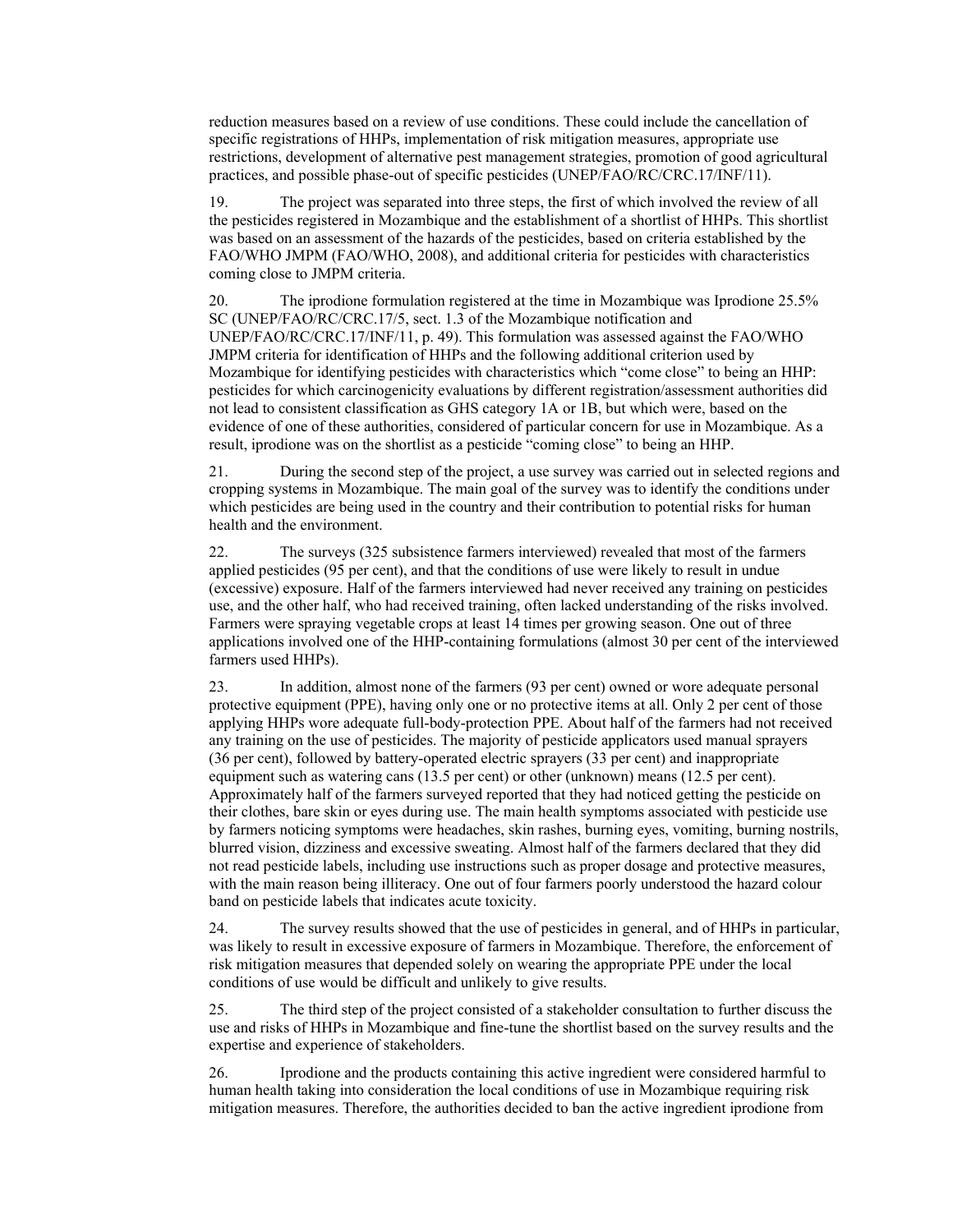reduction measures based on a review of use conditions. These could include the cancellation of specific registrations of HHPs, implementation of risk mitigation measures, appropriate use restrictions, development of alternative pest management strategies, promotion of good agricultural practices, and possible phase-out of specific pesticides (UNEP/FAO/RC/CRC.17/INF/11).

19. The project was separated into three steps, the first of which involved the review of all the pesticides registered in Mozambique and the establishment of a shortlist of HHPs. This shortlist was based on an assessment of the hazards of the pesticides, based on criteria established by the FAO/WHO JMPM (FAO/WHO, 2008), and additional criteria for pesticides with characteristics coming close to JMPM criteria.

20. The iprodione formulation registered at the time in Mozambique was Iprodione 25.5% SC (UNEP/FAO/RC/CRC.17/5, sect. 1.3 of the Mozambique notification and UNEP/FAO/RC/CRC.17/INF/11, p. 49). This formulation was assessed against the FAO/WHO JMPM criteria for identification of HHPs and the following additional criterion used by Mozambique for identifying pesticides with characteristics which "come close" to being an HHP: pesticides for which carcinogenicity evaluations by different registration/assessment authorities did not lead to consistent classification as GHS category 1A or 1B, but which were, based on the evidence of one of these authorities, considered of particular concern for use in Mozambique. As a result, iprodione was on the shortlist as a pesticide "coming close" to being an HHP.

21. During the second step of the project, a use survey was carried out in selected regions and cropping systems in Mozambique. The main goal of the survey was to identify the conditions under which pesticides are being used in the country and their contribution to potential risks for human health and the environment.

22. The surveys (325 subsistence farmers interviewed) revealed that most of the farmers applied pesticides (95 per cent), and that the conditions of use were likely to result in undue (excessive) exposure. Half of the farmers interviewed had never received any training on pesticides use, and the other half, who had received training, often lacked understanding of the risks involved. Farmers were spraying vegetable crops at least 14 times per growing season. One out of three applications involved one of the HHP-containing formulations (almost 30 per cent of the interviewed farmers used HHPs).

23. In addition, almost none of the farmers (93 per cent) owned or wore adequate personal protective equipment (PPE), having only one or no protective items at all. Only 2 per cent of those applying HHPs wore adequate full-body-protection PPE. About half of the farmers had not received any training on the use of pesticides. The majority of pesticide applicators used manual sprayers (36 per cent), followed by battery-operated electric sprayers (33 per cent) and inappropriate equipment such as watering cans (13.5 per cent) or other (unknown) means (12.5 per cent). Approximately half of the farmers surveyed reported that they had noticed getting the pesticide on their clothes, bare skin or eyes during use. The main health symptoms associated with pesticide use by farmers noticing symptoms were headaches, skin rashes, burning eyes, vomiting, burning nostrils, blurred vision, dizziness and excessive sweating. Almost half of the farmers declared that they did not read pesticide labels, including use instructions such as proper dosage and protective measures, with the main reason being illiteracy. One out of four farmers poorly understood the hazard colour band on pesticide labels that indicates acute toxicity.

24. The survey results showed that the use of pesticides in general, and of HHPs in particular, was likely to result in excessive exposure of farmers in Mozambique. Therefore, the enforcement of risk mitigation measures that depended solely on wearing the appropriate PPE under the local conditions of use would be difficult and unlikely to give results.

25. The third step of the project consisted of a stakeholder consultation to further discuss the use and risks of HHPs in Mozambique and fine-tune the shortlist based on the survey results and the expertise and experience of stakeholders.

26. Iprodione and the products containing this active ingredient were considered harmful to human health taking into consideration the local conditions of use in Mozambique requiring risk mitigation measures. Therefore, the authorities decided to ban the active ingredient iprodione from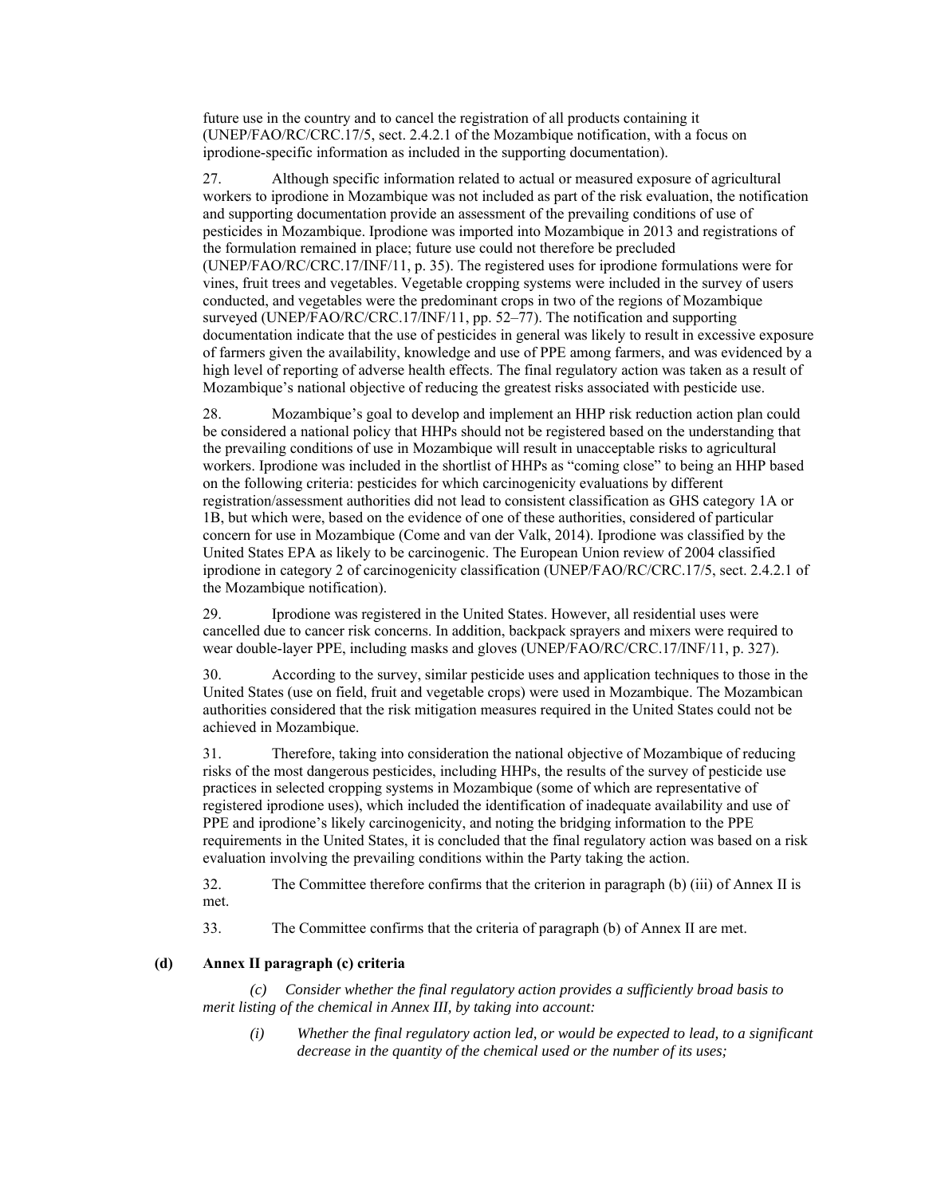future use in the country and to cancel the registration of all products containing it (UNEP/FAO/RC/CRC.17/5, sect. 2.4.2.1 of the Mozambique notification, with a focus on iprodione-specific information as included in the supporting documentation).

27. Although specific information related to actual or measured exposure of agricultural workers to iprodione in Mozambique was not included as part of the risk evaluation, the notification and supporting documentation provide an assessment of the prevailing conditions of use of pesticides in Mozambique. Iprodione was imported into Mozambique in 2013 and registrations of the formulation remained in place; future use could not therefore be precluded (UNEP/FAO/RC/CRC.17/INF/11, p. 35). The registered uses for iprodione formulations were for vines, fruit trees and vegetables. Vegetable cropping systems were included in the survey of users conducted, and vegetables were the predominant crops in two of the regions of Mozambique surveyed (UNEP/FAO/RC/CRC.17/INF/11, pp. 52–77). The notification and supporting documentation indicate that the use of pesticides in general was likely to result in excessive exposure of farmers given the availability, knowledge and use of PPE among farmers, and was evidenced by a high level of reporting of adverse health effects. The final regulatory action was taken as a result of Mozambique's national objective of reducing the greatest risks associated with pesticide use.

28. Mozambique's goal to develop and implement an HHP risk reduction action plan could be considered a national policy that HHPs should not be registered based on the understanding that the prevailing conditions of use in Mozambique will result in unacceptable risks to agricultural workers. Iprodione was included in the shortlist of HHPs as "coming close" to being an HHP based on the following criteria: pesticides for which carcinogenicity evaluations by different registration/assessment authorities did not lead to consistent classification as GHS category 1A or 1B, but which were, based on the evidence of one of these authorities, considered of particular concern for use in Mozambique (Come and van der Valk, 2014). Iprodione was classified by the United States EPA as likely to be carcinogenic. The European Union review of 2004 classified iprodione in category 2 of carcinogenicity classification (UNEP/FAO/RC/CRC.17/5, sect. 2.4.2.1 of the Mozambique notification).

29. Iprodione was registered in the United States. However, all residential uses were cancelled due to cancer risk concerns. In addition, backpack sprayers and mixers were required to wear double-layer PPE, including masks and gloves (UNEP/FAO/RC/CRC.17/INF/11, p. 327).

30. According to the survey, similar pesticide uses and application techniques to those in the United States (use on field, fruit and vegetable crops) were used in Mozambique. The Mozambican authorities considered that the risk mitigation measures required in the United States could not be achieved in Mozambique.

31. Therefore, taking into consideration the national objective of Mozambique of reducing risks of the most dangerous pesticides, including HHPs, the results of the survey of pesticide use practices in selected cropping systems in Mozambique (some of which are representative of registered iprodione uses), which included the identification of inadequate availability and use of PPE and iprodione's likely carcinogenicity, and noting the bridging information to the PPE requirements in the United States, it is concluded that the final regulatory action was based on a risk evaluation involving the prevailing conditions within the Party taking the action.

32. The Committee therefore confirms that the criterion in paragraph (b) (iii) of Annex II is met.

33. The Committee confirms that the criteria of paragraph (b) of Annex II are met.

### (d) Annex II paragraph (c) criteria

*(c) Consider whether the final regulatory action provides a sufficiently broad basis to merit listing of the chemical in Annex III, by taking into account:*

*(i) Whether the final regulatory action led, or would be expected to lead, to a significant decrease in the quantity of the chemical used or the number of its uses;*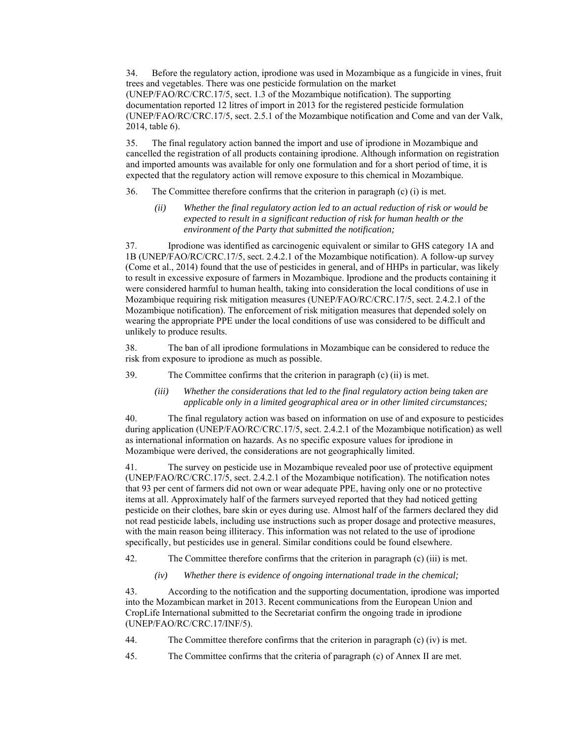34. Before the regulatory action, iprodione was used in Mozambique as a fungicide in vines, fruit trees and vegetables. There was one pesticide formulation on the market (UNEP/FAO/RC/CRC.17/5, sect. 1.3 of the Mozambique notification). The supporting documentation reported 12 litres of import in 2013 for the registered pesticide formulation (UNEP/FAO/RC/CRC.17/5, sect. 2.5.1 of the Mozambique notification and Come and van der Valk, 2014, table 6).

35. The final regulatory action banned the import and use of iprodione in Mozambique and cancelled the registration of all products containing iprodione. Although information on registration and imported amounts was available for only one formulation and for a short period of time, it is expected that the regulatory action will remove exposure to this chemical in Mozambique.

36. The Committee therefore confirms that the criterion in paragraph (c) (i) is met.

*(ii) Whether the final regulatory action led to an actual reduction of risk or would be expected to result in a significant reduction of risk for human health or the environment of the Party that submitted the notification;*

37. Iprodione was identified as carcinogenic equivalent or similar to GHS category 1A and 1B (UNEP/FAO/RC/CRC.17/5, sect. 2.4.2.1 of the Mozambique notification). A follow-up survey (Come et al., 2014) found that the use of pesticides in general, and of HHPs in particular, was likely to result in excessive exposure of farmers in Mozambique. Iprodione and the products containing it were considered harmful to human health, taking into consideration the local conditions of use in Mozambique requiring risk mitigation measures (UNEP/FAO/RC/CRC.17/5, sect. 2.4.2.1 of the Mozambique notification). The enforcement of risk mitigation measures that depended solely on wearing the appropriate PPE under the local conditions of use was considered to be difficult and unlikely to produce results.

38. The ban of all iprodione formulations in Mozambique can be considered to reduce the risk from exposure to iprodione as much as possible.

39. The Committee confirms that the criterion in paragraph (c) (ii) is met.

*(iii) Whether the considerations that led to the final regulatory action being taken are applicable only in a limited geographical area or in other limited circumstances;*

40. The final regulatory action was based on information on use of and exposure to pesticides during application (UNEP/FAO/RC/CRC.17/5, sect. 2.4.2.1 of the Mozambique notification) as well as international information on hazards. As no specific exposure values for iprodione in Mozambique were derived, the considerations are not geographically limited.

41. The survey on pesticide use in Mozambique revealed poor use of protective equipment (UNEP/FAO/RC/CRC.17/5, sect. 2.4.2.1 of the Mozambique notification). The notification notes that 93 per cent of farmers did not own or wear adequate PPE, having only one or no protective items at all. Approximately half of the farmers surveyed reported that they had noticed getting pesticide on their clothes, bare skin or eyes during use. Almost half of the farmers declared they did not read pesticide labels, including use instructions such as proper dosage and protective measures, with the main reason being illiteracy. This information was not related to the use of iprodione specifically, but pesticides use in general. Similar conditions could be found elsewhere.

42. The Committee therefore confirms that the criterion in paragraph (c) (iii) is met.

*(iv) Whether there is evidence of ongoing international trade in the chemical;*

43. According to the notification and the supporting documentation, iprodione was imported into the Mozambican market in 2013. Recent communications from the European Union and CropLife International submitted to the Secretariat confirm the ongoing trade in iprodione (UNEP/FAO/RC/CRC.17/INF/5).

44. The Committee therefore confirms that the criterion in paragraph (c) (iv) is met.

45. The Committee confirms that the criteria of paragraph (c) of Annex II are met.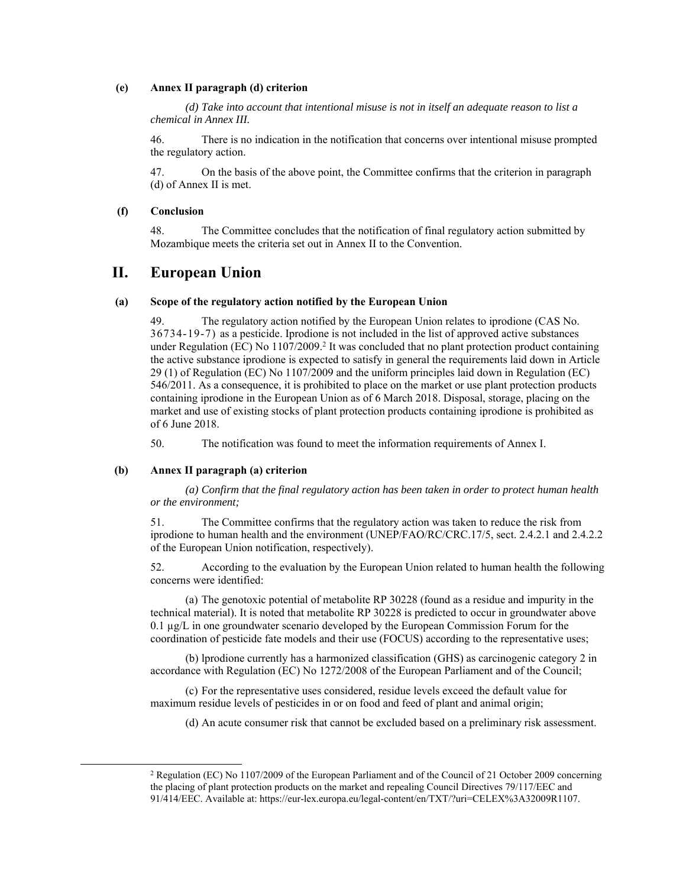### (e) Annex II paragraph (d) criterion

*(d) Take into account that intentional misuse is not in itself an adequate reason to list a chemical in Annex III.*

46. There is no indication in the notification that concerns over intentional misuse prompted the regulatory action.

47. On the basis of the above point, the Committee confirms that the criterion in paragraph (d) of Annex II is met.

### (f) Conclusion

48. The Committee concludes that the notification of final regulatory action submitted by Mozambique meets the criteria set out in Annex II to the Convention.

## II. European Union

### (a) Scope of the regulatory action notified by the European Union

49. The regulatory action notified by the European Union relates to iprodione (CAS No. 36734-19-7) as a pesticide. Iprodione is not included in the list of approved active substances under Regulation (EC) No 1107/2009.[2] It was concluded that no plant protection product containing the active substance iprodione is expected to satisfy in general the requirements laid down in Article 29 (1) of Regulation (EC) No 1107/2009 and the uniform principles laid down in Regulation (EC) 546/2011. As a consequence, it is prohibited to place on the market or use plant protection products containing iprodione in the European Union as of 6 March 2018. Disposal, storage, placing on the market and use of existing stocks of plant protection products containing iprodione is prohibited as of 6 June 2018.

50. The notification was found to meet the information requirements of Annex I.

### (b) Annex II paragraph (a) criterion

*(a) Confirm that the final regulatory action has been taken in order to protect human health or the environment;*

51. The Committee confirms that the regulatory action was taken to reduce the risk from iprodione to human health and the environment (UNEP/FAO/RC/CRC.17/5, sect. 2.4.2.1 and 2.4.2.2 of the European Union notification, respectively).

52. According to the evaluation by the European Union related to human health the following concerns were identified:

(a) The genotoxic potential of metabolite RP 30228 (found as a residue and impurity in the technical material). It is noted that metabolite RP 30228 is predicted to occur in groundwater above 0.1 µg/L in one groundwater scenario developed by the European Commission Forum for the coordination of pesticide fate models and their use (FOCUS) according to the representative uses;

(b) lprodione currently has a harmonized classification (GHS) as carcinogenic category 2 in accordance with Regulation (EC) No 1272/2008 of the European Parliament and of the Council;

(c) For the representative uses considered, residue levels exceed the default value for maximum residue levels of pesticides in or on food and feed of plant and animal origin;

(d) An acute consumer risk that cannot be excluded based on a preliminary risk assessment.

[2] Regulation (EC) No 1107/2009 of the European Parliament and of the Council of 21 October 2009 concerning the placing of plant protection products on the market and repealing Council Directives 79/117/EEC and 91/414/EEC. Available at: https://eur-lex.europa.eu/legal-content/en/TXT/?uri=CELEX%3A32009R1107.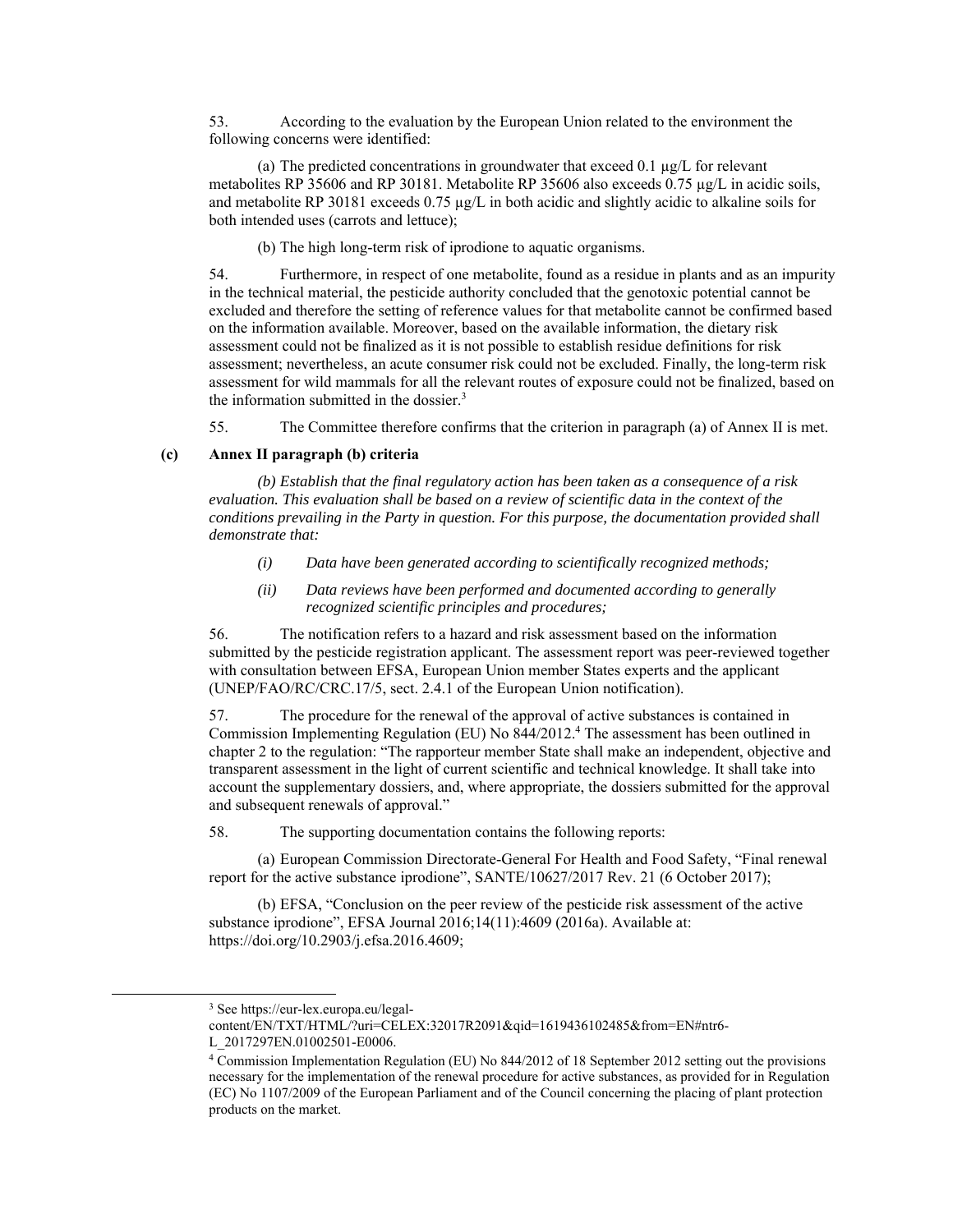53. According to the evaluation by the European Union related to the environment the following concerns were identified:

(a) The predicted concentrations in groundwater that exceed 0.1 µg/L for relevant metabolites RP 35606 and RP 30181. Metabolite RP 35606 also exceeds 0.75 µg/L in acidic soils, and metabolite RP 30181 exceeds 0.75 µg/L in both acidic and slightly acidic to alkaline soils for both intended uses (carrots and lettuce);

(b) The high long-term risk of iprodione to aquatic organisms.

54. Furthermore, in respect of one metabolite, found as a residue in plants and as an impurity in the technical material, the pesticide authority concluded that the genotoxic potential cannot be excluded and therefore the setting of reference values for that metabolite cannot be confirmed based on the information available. Moreover, based on the available information, the dietary risk assessment could not be finalized as it is not possible to establish residue definitions for risk assessment; nevertheless, an acute consumer risk could not be excluded. Finally, the long-term risk assessment for wild mammals for all the relevant routes of exposure could not be finalized, based on the information submitted in the dossier.[3]

55. The Committee therefore confirms that the criterion in paragraph (a) of Annex II is met.

### (c) Annex II paragraph (b) criteria

*(b) Establish that the final regulatory action has been taken as a consequence of a risk evaluation. This evaluation shall be based on a review of scientific data in the context of the conditions prevailing in the Party in question. For this purpose, the documentation provided shall demonstrate that:*

*(i) Data have been generated according to scientifically recognized methods;*

*(ii) Data reviews have been performed and documented according to generally recognized scientific principles and procedures;*

56. The notification refers to a hazard and risk assessment based on the information submitted by the pesticide registration applicant. The assessment report was peer-reviewed together with consultation between EFSA, European Union member States experts and the applicant (UNEP/FAO/RC/CRC.17/5, sect. 2.4.1 of the European Union notification).

57. The procedure for the renewal of the approval of active substances is contained in Commission Implementing Regulation (EU) No 844/2012.[4] The assessment has been outlined in chapter 2 to the regulation: "The rapporteur member State shall make an independent, objective and transparent assessment in the light of current scientific and technical knowledge. It shall take into account the supplementary dossiers, and, where appropriate, the dossiers submitted for the approval and subsequent renewals of approval."

58. The supporting documentation contains the following reports:

(a) European Commission Directorate-General For Health and Food Safety, "Final renewal report for the active substance iprodione", SANTE/10627/2017 Rev. 21 (6 October 2017);

(b) EFSA, "Conclusion on the peer review of the pesticide risk assessment of the active substance iprodione", EFSA Journal 2016;14(11):4609 (2016a). Available at: https://doi.org/10.2903/j.efsa.2016.4609;

---

[3] See https://eur-lex.europa.eu/legal-content/EN/TXT/HTML/?uri=CELEX:32017R2091&qid=1619436102485&from=EN#ntr6-L_2017297EN.01002501-E0006.

[4] Commission Implementation Regulation (EU) No 844/2012 of 18 September 2012 setting out the provisions necessary for the implementation of the renewal procedure for active substances, as provided for in Regulation (EC) No 1107/2009 of the European Parliament and of the Council concerning the placing of plant protection products on the market.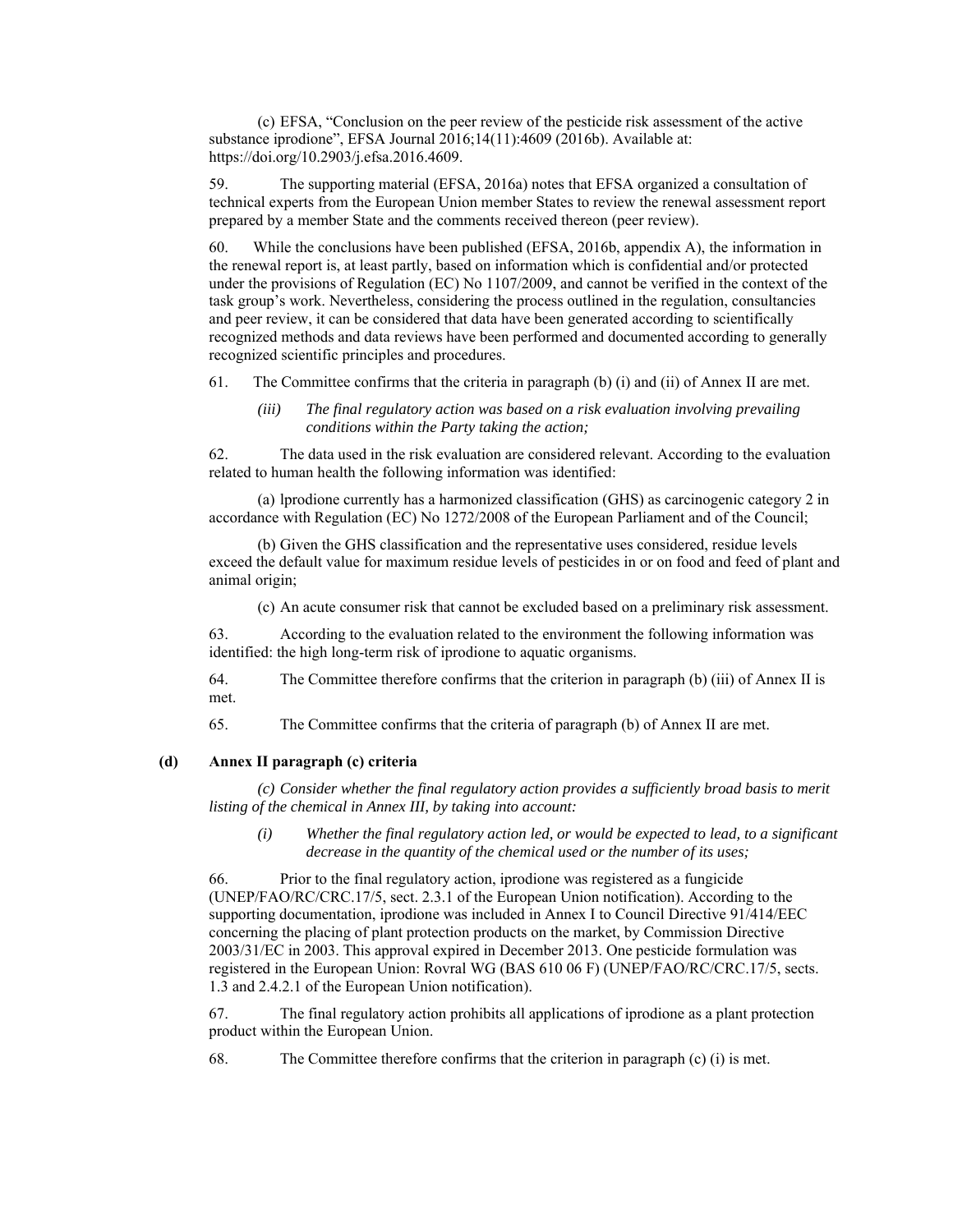(c) EFSA, "Conclusion on the peer review of the pesticide risk assessment of the active substance iprodione", EFSA Journal 2016;14(11):4609 (2016b). Available at: https://doi.org/10.2903/j.efsa.2016.4609.

59. The supporting material (EFSA, 2016a) notes that EFSA organized a consultation of technical experts from the European Union member States to review the renewal assessment report prepared by a member State and the comments received thereon (peer review).

60. While the conclusions have been published (EFSA, 2016b, appendix A), the information in the renewal report is, at least partly, based on information which is confidential and/or protected under the provisions of Regulation (EC) No 1107/2009, and cannot be verified in the context of the task group's work. Nevertheless, considering the process outlined in the regulation, consultancies and peer review, it can be considered that data have been generated according to scientifically recognized methods and data reviews have been performed and documented according to generally recognized scientific principles and procedures.

61. The Committee confirms that the criteria in paragraph (b) (i) and (ii) of Annex II are met.

> *(iii) The final regulatory action was based on a risk evaluation involving prevailing conditions within the Party taking the action;*

62. The data used in the risk evaluation are considered relevant. According to the evaluation related to human health the following information was identified:

(a) lprodione currently has a harmonized classification (GHS) as carcinogenic category 2 in accordance with Regulation (EC) No 1272/2008 of the European Parliament and of the Council;

(b) Given the GHS classification and the representative uses considered, residue levels exceed the default value for maximum residue levels of pesticides in or on food and feed of plant and animal origin;

(c) An acute consumer risk that cannot be excluded based on a preliminary risk assessment.

63. According to the evaluation related to the environment the following information was identified: the high long-term risk of iprodione to aquatic organisms.

64. The Committee therefore confirms that the criterion in paragraph (b) (iii) of Annex II is met.

65. The Committee confirms that the criteria of paragraph (b) of Annex II are met.

### (d) Annex II paragraph (c) criteria

*(c) Consider whether the final regulatory action provides a sufficiently broad basis to merit listing of the chemical in Annex III, by taking into account:*

> *(i) Whether the final regulatory action led, or would be expected to lead, to a significant decrease in the quantity of the chemical used or the number of its uses;*

66. Prior to the final regulatory action, iprodione was registered as a fungicide (UNEP/FAO/RC/CRC.17/5, sect. 2.3.1 of the European Union notification). According to the supporting documentation, iprodione was included in Annex I to Council Directive 91/414/EEC concerning the placing of plant protection products on the market, by Commission Directive 2003/31/EC in 2003. This approval expired in December 2013. One pesticide formulation was registered in the European Union: Rovral WG (BAS 610 06 F) (UNEP/FAO/RC/CRC.17/5, sects. 1.3 and 2.4.2.1 of the European Union notification).

67. The final regulatory action prohibits all applications of iprodione as a plant protection product within the European Union.

68. The Committee therefore confirms that the criterion in paragraph (c) (i) is met.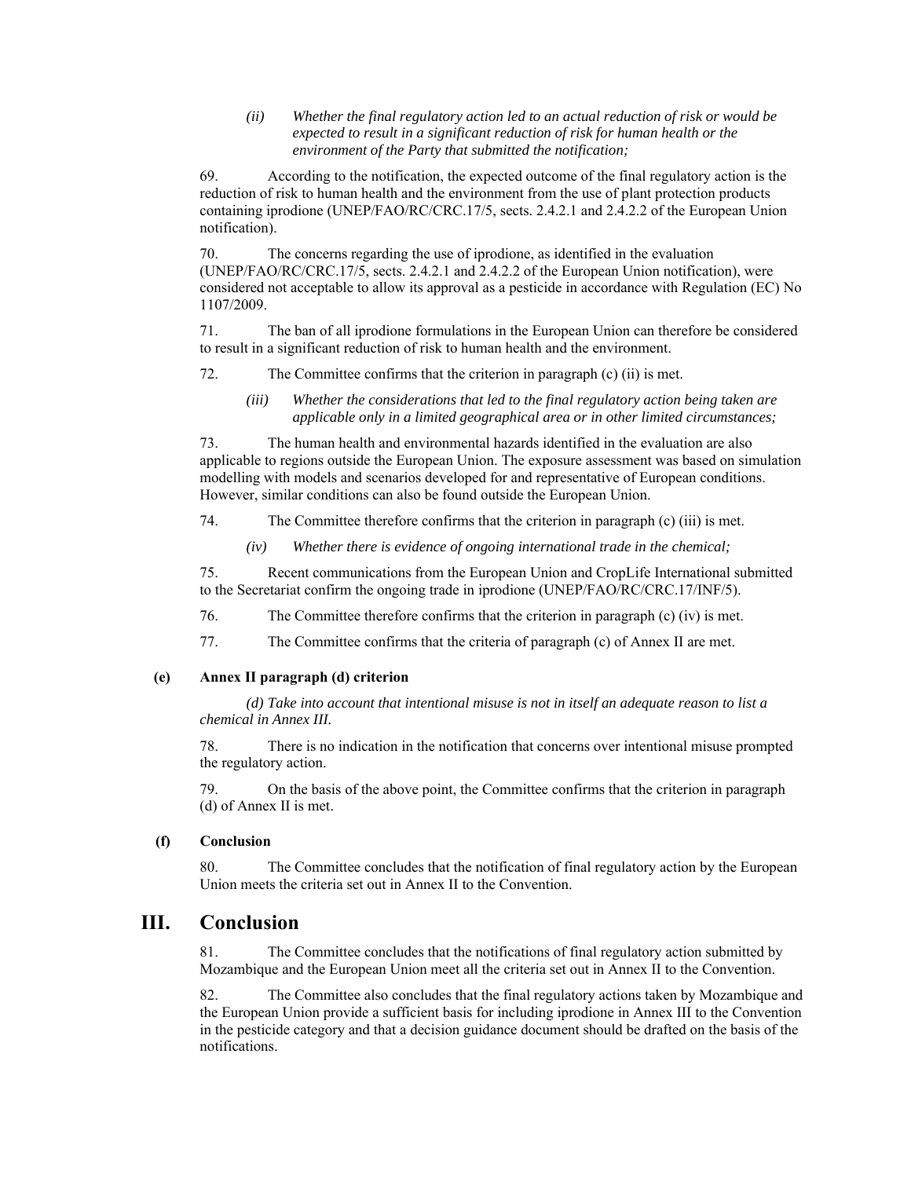*(ii) Whether the final regulatory action led to an actual reduction of risk or would be expected to result in a significant reduction of risk for human health or the environment of the Party that submitted the notification;*

69. According to the notification, the expected outcome of the final regulatory action is the reduction of risk to human health and the environment from the use of plant protection products containing iprodione (UNEP/FAO/RC/CRC.17/5, sects. 2.4.2.1 and 2.4.2.2 of the European Union notification).

70. The concerns regarding the use of iprodione, as identified in the evaluation (UNEP/FAO/RC/CRC.17/5, sects. 2.4.2.1 and 2.4.2.2 of the European Union notification), were considered not acceptable to allow its approval as a pesticide in accordance with Regulation (EC) No 1107/2009.

71. The ban of all iprodione formulations in the European Union can therefore be considered to result in a significant reduction of risk to human health and the environment.

72. The Committee confirms that the criterion in paragraph (c) (ii) is met.

*(iii) Whether the considerations that led to the final regulatory action being taken are applicable only in a limited geographical area or in other limited circumstances;*

73. The human health and environmental hazards identified in the evaluation are also applicable to regions outside the European Union. The exposure assessment was based on simulation modelling with models and scenarios developed for and representative of European conditions. However, similar conditions can also be found outside the European Union.

74. The Committee therefore confirms that the criterion in paragraph (c) (iii) is met.

*(iv) Whether there is evidence of ongoing international trade in the chemical;*

75. Recent communications from the European Union and CropLife International submitted to the Secretariat confirm the ongoing trade in iprodione (UNEP/FAO/RC/CRC.17/INF/5).

76. The Committee therefore confirms that the criterion in paragraph (c) (iv) is met.

77. The Committee confirms that the criteria of paragraph (c) of Annex II are met.

### (e) Annex II paragraph (d) criterion

*(d) Take into account that intentional misuse is not in itself an adequate reason to list a chemical in Annex III.*

78. There is no indication in the notification that concerns over intentional misuse prompted the regulatory action.

79. On the basis of the above point, the Committee confirms that the criterion in paragraph (d) of Annex II is met.

### (f) Conclusion

80. The Committee concludes that the notification of final regulatory action by the European Union meets the criteria set out in Annex II to the Convention.

## III. Conclusion

81. The Committee concludes that the notifications of final regulatory action submitted by Mozambique and the European Union meet all the criteria set out in Annex II to the Convention.

82. The Committee also concludes that the final regulatory actions taken by Mozambique and the European Union provide a sufficient basis for including iprodione in Annex III to the Convention in the pesticide category and that a decision guidance document should be drafted on the basis of the notifications.